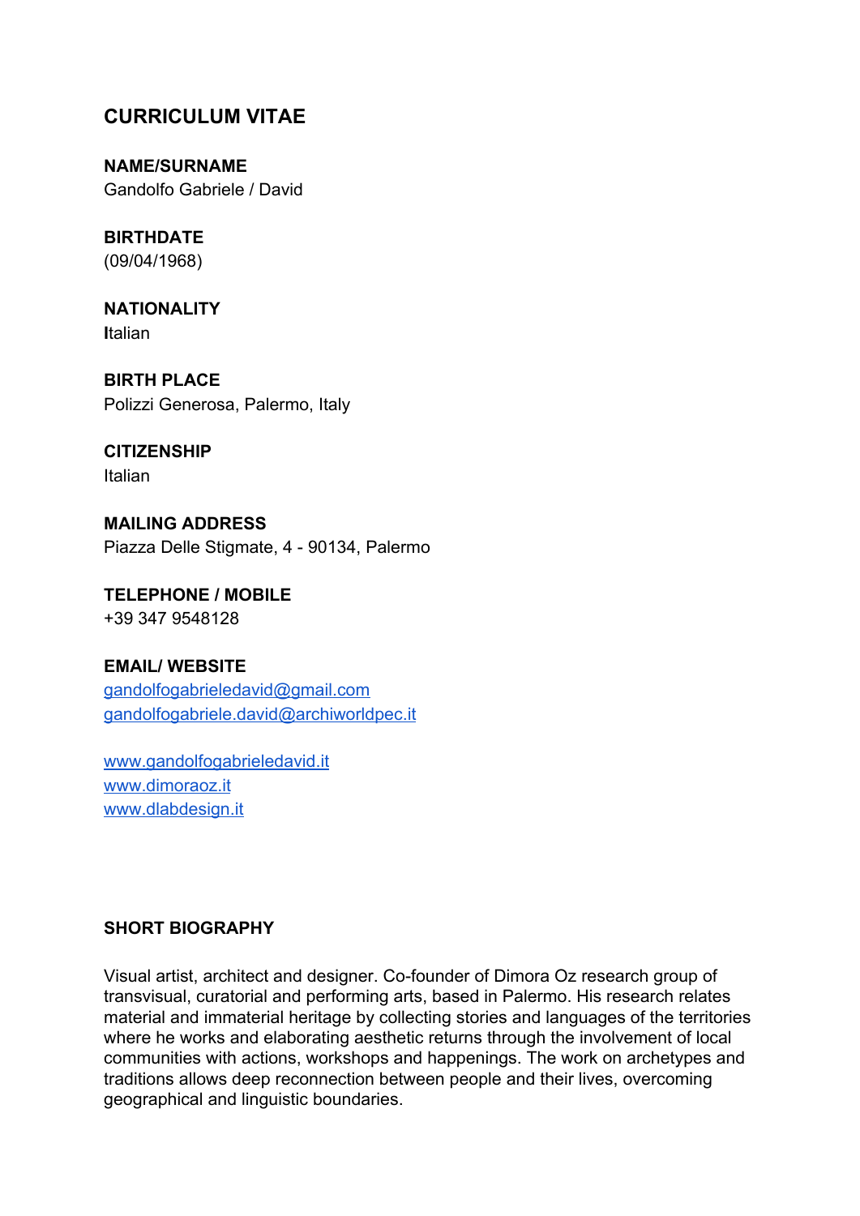# CURRICULUM VITAE

**NAME/SURNAME**
Gandolfo Gabriele / David

**BIRTHDATE**
(09/04/1968)

**NATIONALITY**
**I**talian

**BIRTH PLACE**
Polizzi Generosa, Palermo, Italy

**CITIZENSHIP**
Italian

**MAILING ADDRESS**
Piazza Delle Stigmate, 4 - 90134, Palermo

**TELEPHONE / MOBILE**
+39 347 9548128

**EMAIL/ WEBSITE**
[gandolfogabrieledavid@gmail.com](mailto:gandolfogabrieledavid@gmail.com)
[gandolfogabriele.david@archiworldpec.it](mailto:gandolfogabriele.david@archiworldpec.it)

[www.gandolfogabrieledavid.it](http://www.gandolfogabrieledavid.it)
[www.dimoraoz.it](http://www.dimoraoz.it)
[www.dlabdesign.it](http://www.dlabdesign.it)

**SHORT BIOGRAPHY**

Visual artist, architect and designer. Co-founder of Dimora Oz research group of transvisual, curatorial and performing arts, based in Palermo. His research relates material and immaterial heritage by collecting stories and languages of the territories where he works and elaborating aesthetic returns through the involvement of local communities with actions, workshops and happenings. The work on archetypes and traditions allows deep reconnection between people and their lives, overcoming geographical and linguistic boundaries.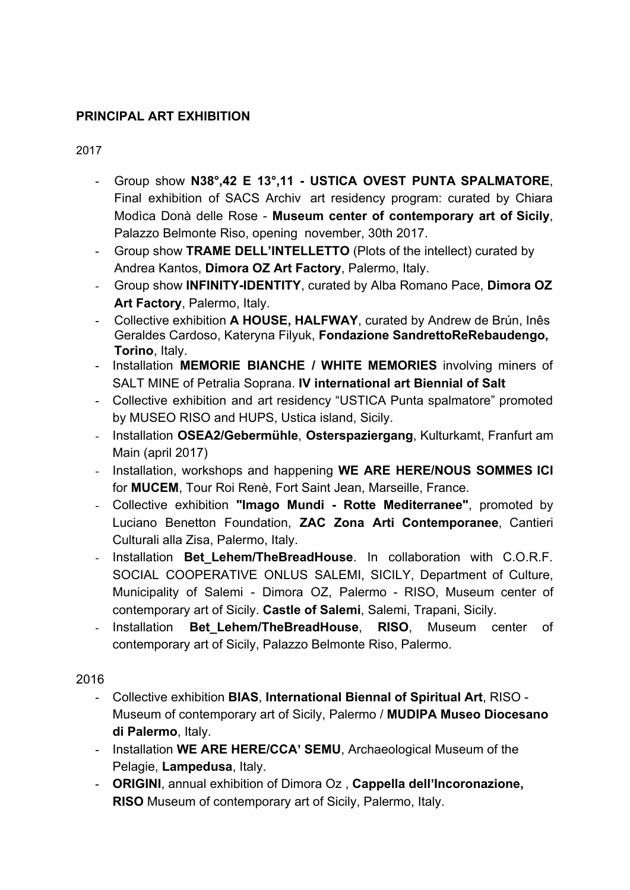## PRINCIPAL ART EXHIBITION

2017

- Group show **N38°,42 E 13°,11 - USTICA OVEST PUNTA SPALMATORE**, Final exhibition of SACS Archiv art residency program: curated by Chiara Modìca Donà delle Rose - **Museum center of contemporary art of Sicily**, Palazzo Belmonte Riso, opening november, 30th 2017.
- Group show **TRAME DELL'INTELLETTO** (Plots of the intellect) curated by Andrea Kantos, **Dimora OZ Art Factory**, Palermo, Italy.
- Group show **INFINITY-IDENTITY**, curated by Alba Romano Pace, **Dimora OZ Art Factory**, Palermo, Italy.
- Collective exhibition **A HOUSE, HALFWAY**, curated by Andrew de Brún, Inês Geraldes Cardoso, Kateryna Filyuk, **Fondazione SandrettoReRebaudengo, Torino**, Italy.
- Installation **MEMORIE BIANCHE / WHITE MEMORIES** involving miners of SALT MINE of Petralia Soprana. **IV international art Biennial of Salt**
- Collective exhibition and art residency "USTICA Punta spalmatore" promoted by MUSEO RISO and HUPS, Ustica island, Sicily.
- Installation **OSEA2/Gebermühle**, **Osterspaziergang**, Kulturkamt, Franfurt am Main (april 2017)
- Installation, workshops and happening **WE ARE HERE/NOUS SOMMES ICI** for **MUCEM**, Tour Roi Renè, Fort Saint Jean, Marseille, France.
- Collective exhibition **"Imago Mundi - Rotte Mediterranee"**, promoted by Luciano Benetton Foundation, **ZAC Zona Arti Contemporanee**, Cantieri Culturali alla Zisa, Palermo, Italy.
- Installation **Bet_Lehem/TheBreadHouse**. In collaboration with C.O.R.F. SOCIAL COOPERATIVE ONLUS SALEMI, SICILY, Department of Culture, Municipality of Salemi - Dimora OZ, Palermo - RISO, Museum center of contemporary art of Sicily. **Castle of Salemi**, Salemi, Trapani, Sicily.
- Installation **Bet_Lehem/TheBreadHouse**, **RISO**, Museum center of contemporary art of Sicily, Palazzo Belmonte Riso, Palermo.

2016

- Collective exhibition **BIAS**, **International Biennal of Spiritual Art**, RISO - Museum of contemporary art of Sicily, Palermo / **MUDIPA Museo Diocesano di Palermo**, Italy.
- Installation **WE ARE HERE/CCA' SEMU**, Archaeological Museum of the Pelagie, **Lampedusa**, Italy.
- **ORIGINI**, annual exhibition of Dimora Oz , **Cappella dell'Incoronazione, RISO** Museum of contemporary art of Sicily, Palermo, Italy.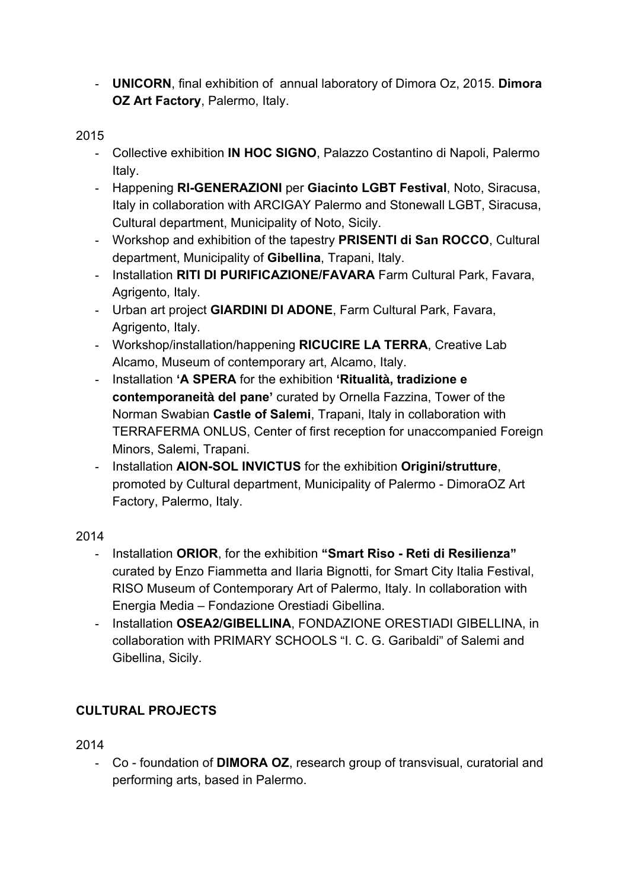- **UNICORN**, final exhibition of annual laboratory of Dimora Oz, 2015. **Dimora OZ Art Factory**, Palermo, Italy.

2015

- Collective exhibition **IN HOC SIGNO**, Palazzo Costantino di Napoli, Palermo Italy.
- Happening **RI-GENERAZIONI** per **Giacinto LGBT Festival**, Noto, Siracusa, Italy in collaboration with ARCIGAY Palermo and Stonewall LGBT, Siracusa, Cultural department, Municipality of Noto, Sicily.
- Workshop and exhibition of the tapestry **PRISENTI di San ROCCO**, Cultural department, Municipality of **Gibellina**, Trapani, Italy.
- Installation **RITI DI PURIFICAZIONE/FAVARA** Farm Cultural Park, Favara, Agrigento, Italy.
- Urban art project **GIARDINI DI ADONE**, Farm Cultural Park, Favara, Agrigento, Italy.
- Workshop/installation/happening **RICUCIRE LA TERRA**, Creative Lab Alcamo, Museum of contemporary art, Alcamo, Italy.
- Installation **'A SPERA** for the exhibition **'Ritualità, tradizione e contemporaneità del pane'** curated by Ornella Fazzina, Tower of the Norman Swabian **Castle of Salemi**, Trapani, Italy in collaboration with TERRAFERMA ONLUS, Center of first reception for unaccompanied Foreign Minors, Salemi, Trapani.
- Installation **AION-SOL INVICTUS** for the exhibition **Origini/strutture**, promoted by Cultural department, Municipality of Palermo - DimoraOZ Art Factory, Palermo, Italy.

2014

- Installation **ORIOR**, for the exhibition **"Smart Riso - Reti di Resilienza"** curated by Enzo Fiammetta and Ilaria Bignotti, for Smart City Italia Festival, RISO Museum of Contemporary Art of Palermo, Italy. In collaboration with Energia Media – Fondazione Orestiadi Gibellina.
- Installation **OSEA2/GIBELLINA**, FONDAZIONE ORESTIADI GIBELLINA, in collaboration with PRIMARY SCHOOLS "I. C. G. Garibaldi" of Salemi and Gibellina, Sicily.

## CULTURAL PROJECTS

2014

- Co - foundation of **DIMORA OZ**, research group of transvisual, curatorial and performing arts, based in Palermo.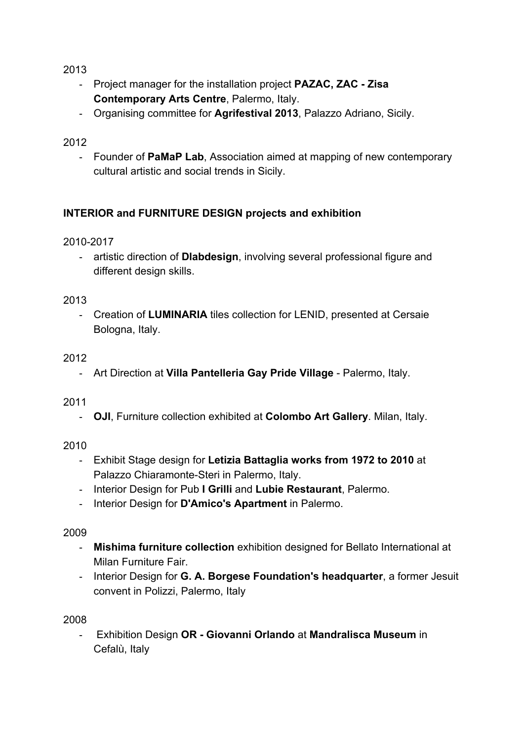2013

- Project manager for the installation project **PAZAC, ZAC - Zisa Contemporary Arts Centre**, Palermo, Italy.
- Organising committee for **Agrifestival 2013**, Palazzo Adriano, Sicily.

2012

- Founder of **PaMaP Lab**, Association aimed at mapping of new contemporary cultural artistic and social trends in Sicily.

**INTERIOR and FURNITURE DESIGN projects and exhibition**

2010-2017

- artistic direction of **Dlabdesign**, involving several professional figure and different design skills.

2013

- Creation of **LUMINARIA** tiles collection for LENID, presented at Cersaie Bologna, Italy.

2012

- Art Direction at **Villa Pantelleria Gay Pride Village** - Palermo, Italy.

2011

- **OJI**, Furniture collection exhibited at **Colombo Art Gallery**. Milan, Italy.

2010

- Exhibit Stage design for **Letizia Battaglia works from 1972 to 2010** at Palazzo Chiaramonte-Steri in Palermo, Italy.
- Interior Design for Pub **I Grilli** and **Lubie Restaurant**, Palermo.
- Interior Design for **D'Amico's Apartment** in Palermo.

2009

- **Mishima furniture collection** exhibition designed for Bellato International at Milan Furniture Fair.
- Interior Design for **G. A. Borgese Foundation's headquarter**, a former Jesuit convent in Polizzi, Palermo, Italy

2008

- Exhibition Design **OR - Giovanni Orlando** at **Mandralisca Museum** in Cefalù, Italy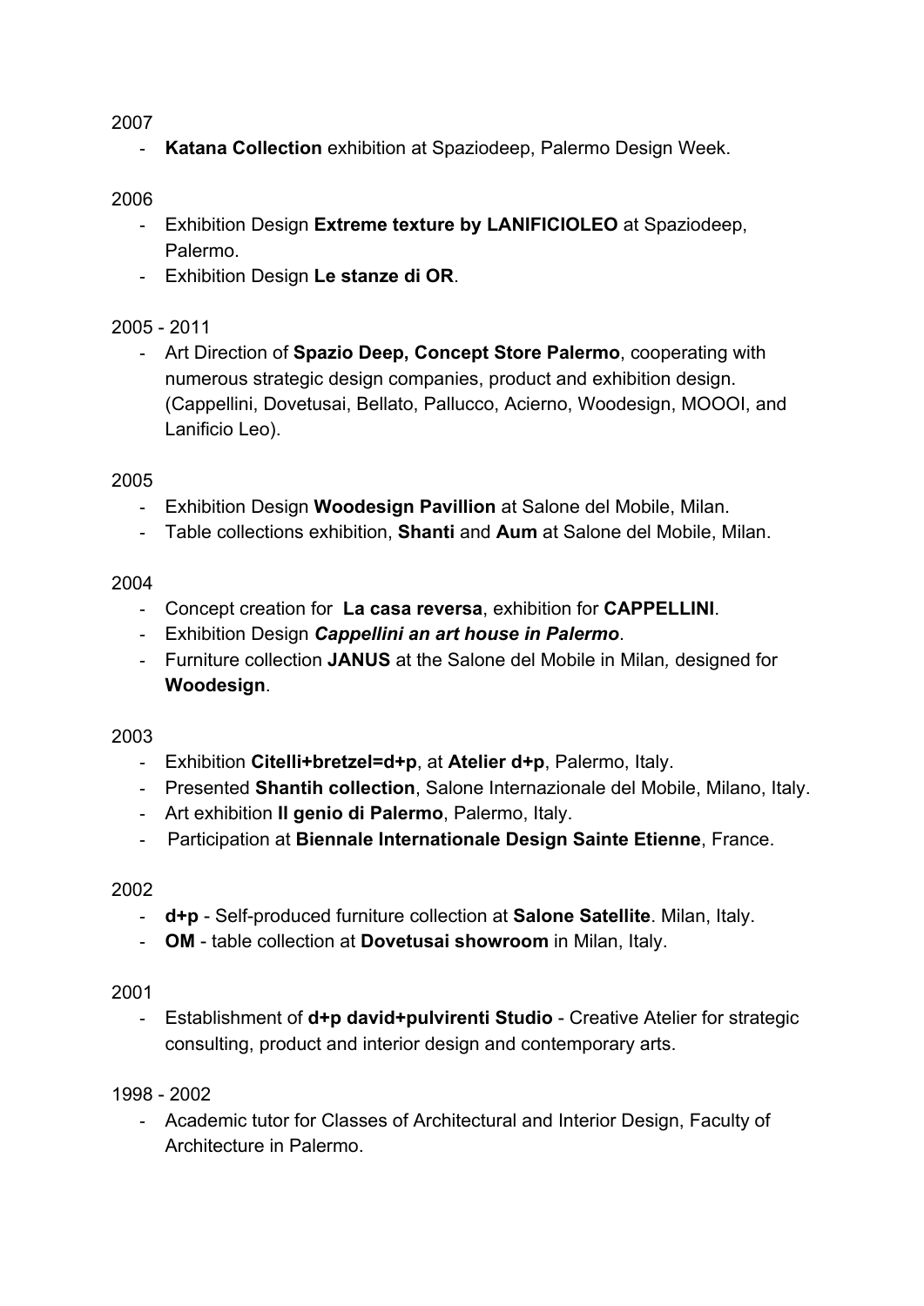2007

- **Katana Collection** exhibition at Spaziodeep, Palermo Design Week.

2006

- Exhibition Design **Extreme texture by LANIFICIOLEO** at Spaziodeep, Palermo.
- Exhibition Design **Le stanze di OR**.

2005 - 2011

- Art Direction of **Spazio Deep, Concept Store Palermo**, cooperating with numerous strategic design companies, product and exhibition design. (Cappellini, Dovetusai, Bellato, Pallucco, Acierno, Woodesign, MOOOI, and Lanificio Leo).

2005

- Exhibition Design **Woodesign Pavillion** at Salone del Mobile, Milan.
- Table collections exhibition, **Shanti** and **Aum** at Salone del Mobile, Milan.

2004

- Concept creation for **La casa reversa**, exhibition for **CAPPELLINI**.
- Exhibition Design ***Cappellini an art house in Palermo***.
- Furniture collection **JANUS** at the Salone del Mobile in Milan*,* designed for **Woodesign**.

2003

- Exhibition **Citelli+bretzel=d+p**, at **Atelier d+p**, Palermo, Italy.
- Presented **Shantih collection**, Salone Internazionale del Mobile, Milano, Italy.
- Art exhibition **Il genio di Palermo**, Palermo, Italy.
- Participation at **Biennale Internationale Design Sainte Etienne**, France.

2002

- **d+p** - Self-produced furniture collection at **Salone Satellite**. Milan, Italy.
- **OM** - table collection at **Dovetusai showroom** in Milan, Italy.

2001

- Establishment of **d+p david+pulvirenti Studio** - Creative Atelier for strategic consulting, product and interior design and contemporary arts.

1998 - 2002

- Academic tutor for Classes of Architectural and Interior Design, Faculty of Architecture in Palermo.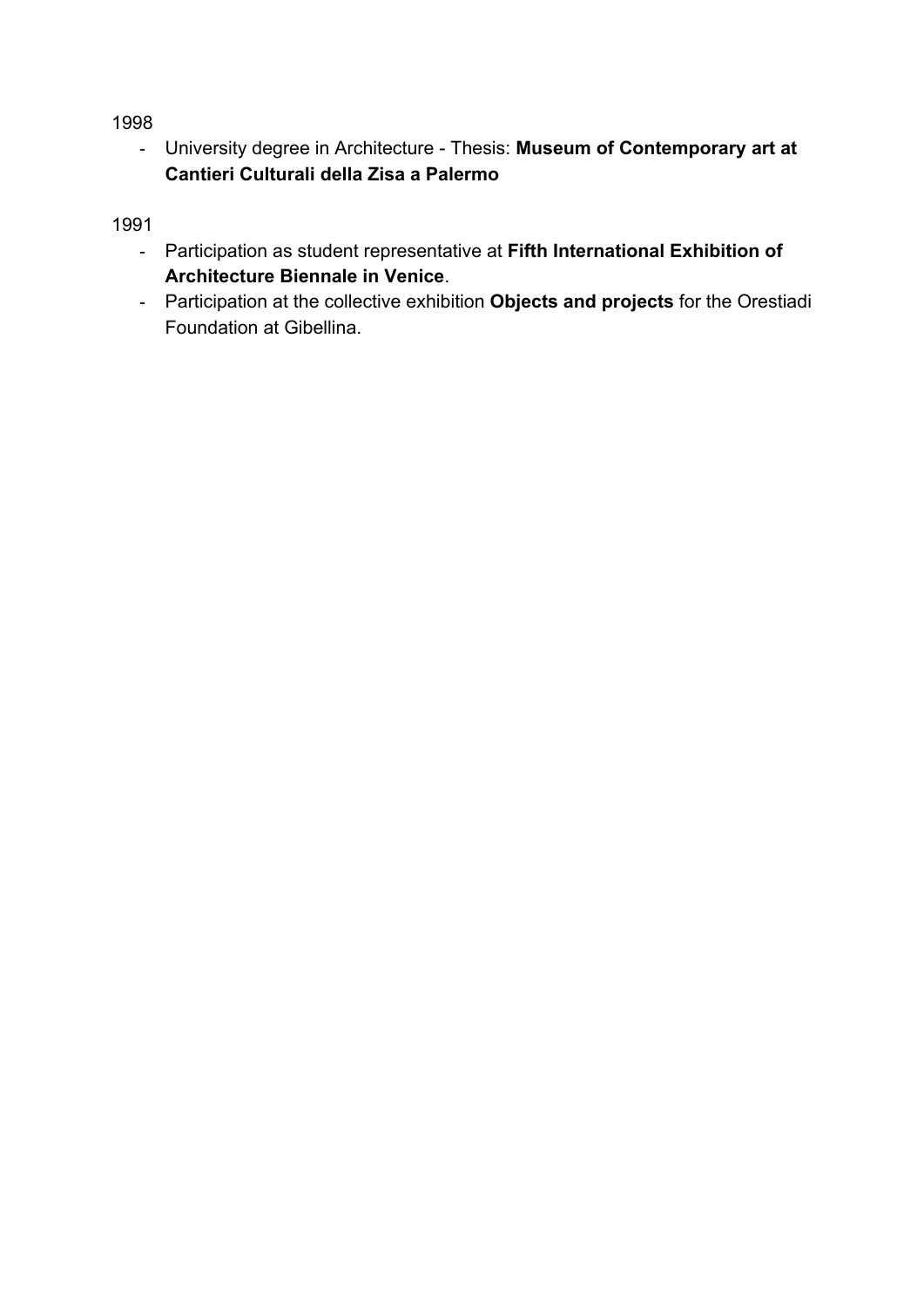1998

- University degree in Architecture - Thesis: **Museum of Contemporary art at Cantieri Culturali della Zisa a Palermo**

1991

- Participation as student representative at **Fifth International Exhibition of Architecture Biennale in Venice**.
- Participation at the collective exhibition **Objects and projects** for the Orestiadi Foundation at Gibellina.